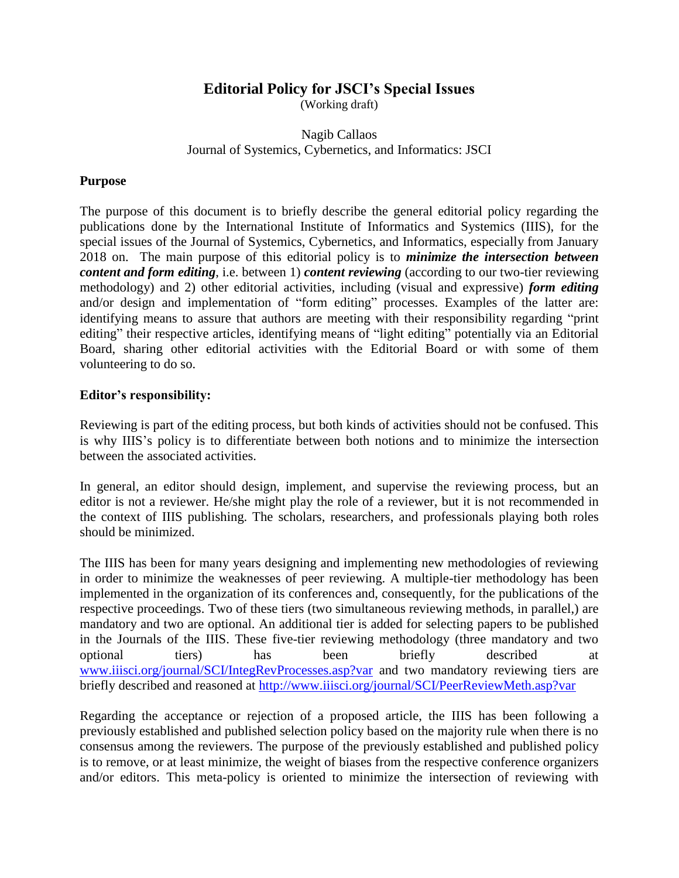# Editorial Policy for JSCI's Special Issues

(Working draft)

Nagib Callaos
Journal of Systemics, Cybernetics, and Informatics: JSCI

## Purpose

The purpose of this document is to briefly describe the general editorial policy regarding the publications done by the International Institute of Informatics and Systemics (IIIS), for the special issues of the Journal of Systemics, Cybernetics, and Informatics, especially from January 2018 on. The main purpose of this editorial policy is to ***minimize the intersection between content and form editing***, i.e. between 1) ***content reviewing*** (according to our two-tier reviewing methodology) and 2) other editorial activities, including (visual and expressive) ***form editing*** and/or design and implementation of "form editing" processes. Examples of the latter are: identifying means to assure that authors are meeting with their responsibility regarding "print editing" their respective articles, identifying means of "light editing" potentially via an Editorial Board, sharing other editorial activities with the Editorial Board or with some of them volunteering to do so.

## Editor's responsibility:

Reviewing is part of the editing process, but both kinds of activities should not be confused. This is why IIIS's policy is to differentiate between both notions and to minimize the intersection between the associated activities.

In general, an editor should design, implement, and supervise the reviewing process, but an editor is not a reviewer. He/she might play the role of a reviewer, but it is not recommended in the context of IIIS publishing. The scholars, researchers, and professionals playing both roles should be minimized.

The IIIS has been for many years designing and implementing new methodologies of reviewing in order to minimize the weaknesses of peer reviewing. A multiple-tier methodology has been implemented in the organization of its conferences and, consequently, for the publications of the respective proceedings. Two of these tiers (two simultaneous reviewing methods, in parallel,) are mandatory and two are optional. An additional tier is added for selecting papers to be published in the Journals of the IIIS. These five-tier reviewing methodology (three mandatory and two optional tiers) has been briefly described at [www.iiisci.org/journal/SCI/IntegRevProcesses.asp?var](www.iiisci.org/journal/SCI/IntegRevProcesses.asp?var) and two mandatory reviewing tiers are briefly described and reasoned at [http://www.iiisci.org/journal/SCI/PeerReviewMeth.asp?var](http://www.iiisci.org/journal/SCI/PeerReviewMeth.asp?var)

Regarding the acceptance or rejection of a proposed article, the IIIS has been following a previously established and published selection policy based on the majority rule when there is no consensus among the reviewers. The purpose of the previously established and published policy is to remove, or at least minimize, the weight of biases from the respective conference organizers and/or editors. This meta-policy is oriented to minimize the intersection of reviewing with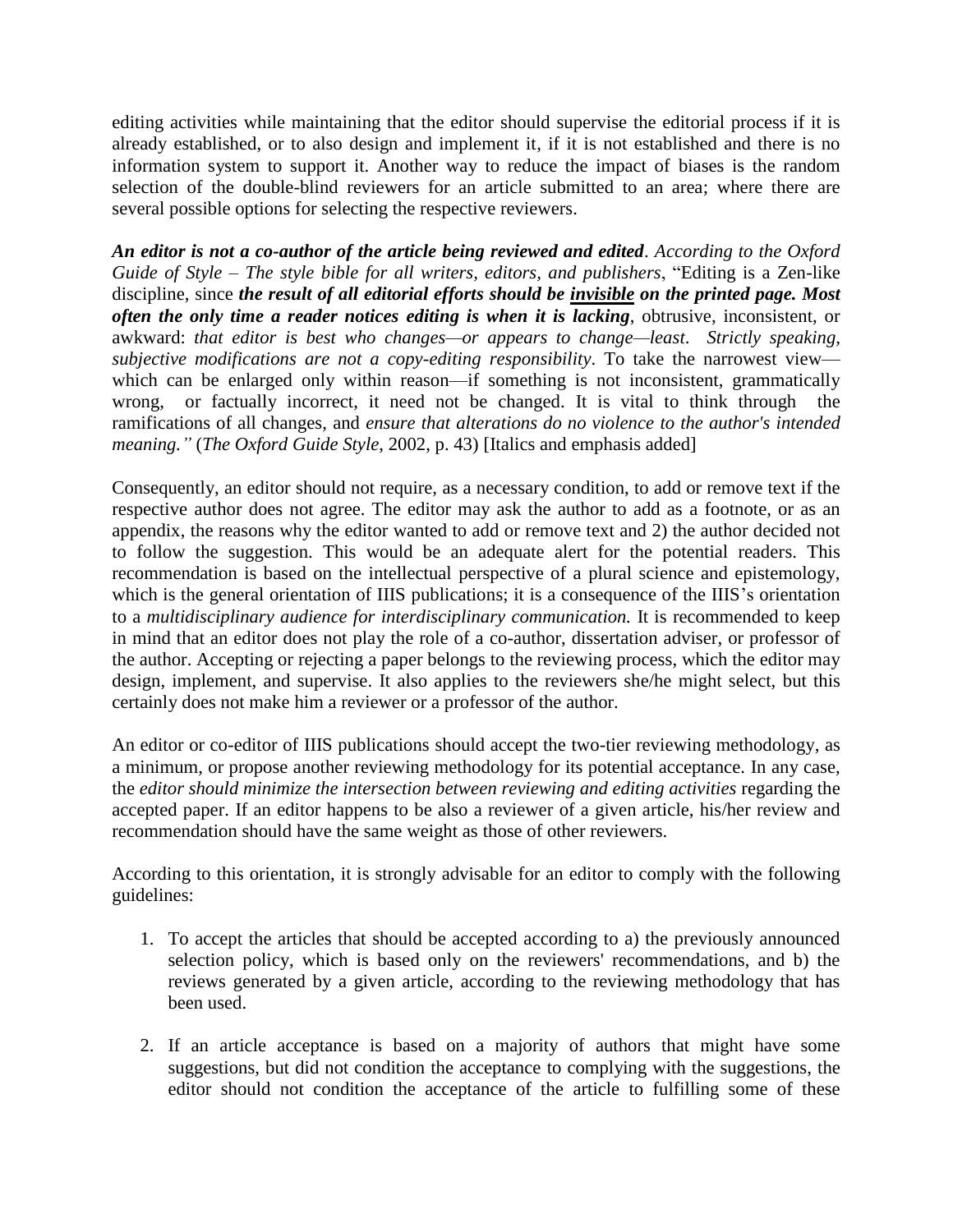editing activities while maintaining that the editor should supervise the editorial process if it is already established, or to also design and implement it, if it is not established and there is no information system to support it. Another way to reduce the impact of biases is the random selection of the double-blind reviewers for an article submitted to an area; where there are several possible options for selecting the respective reviewers.

***An editor is not a co-author of the article being reviewed and edited***. *According to the Oxford Guide of Style – The style bible for all writers, editors, and publishers*, "Editing is a Zen-like discipline, since ***the result of all editorial efforts should be <u>invisible</u> on the printed page. Most often the only time a reader notices editing is when it is lacking***, obtrusive, inconsistent, or awkward: *that editor is best who changes—or appears to change—least*. *Strictly speaking, subjective modifications are not a copy-editing responsibility*. To take the narrowest view—which can be enlarged only within reason—if something is not inconsistent, grammatically wrong, or factually incorrect, it need not be changed. It is vital to think through the ramifications of all changes, and *ensure that alterations do no violence to the author's intended meaning."* (*The Oxford Guide Style*, 2002, p. 43) [Italics and emphasis added]

Consequently, an editor should not require, as a necessary condition, to add or remove text if the respective author does not agree. The editor may ask the author to add as a footnote, or as an appendix, the reasons why the editor wanted to add or remove text and 2) the author decided not to follow the suggestion. This would be an adequate alert for the potential readers. This recommendation is based on the intellectual perspective of a plural science and epistemology, which is the general orientation of IIIS publications; it is a consequence of the IIIS's orientation to a *multidisciplinary audience for interdisciplinary communication.* It is recommended to keep in mind that an editor does not play the role of a co-author, dissertation adviser, or professor of the author. Accepting or rejecting a paper belongs to the reviewing process, which the editor may design, implement, and supervise. It also applies to the reviewers she/he might select, but this certainly does not make him a reviewer or a professor of the author.

An editor or co-editor of IIIS publications should accept the two-tier reviewing methodology, as a minimum, or propose another reviewing methodology for its potential acceptance. In any case, the *editor should minimize the intersection between reviewing and editing activities* regarding the accepted paper. If an editor happens to be also a reviewer of a given article, his/her review and recommendation should have the same weight as those of other reviewers.

According to this orientation, it is strongly advisable for an editor to comply with the following guidelines:

1. To accept the articles that should be accepted according to a) the previously announced selection policy, which is based only on the reviewers' recommendations, and b) the reviews generated by a given article, according to the reviewing methodology that has been used.

2. If an article acceptance is based on a majority of authors that might have some suggestions, but did not condition the acceptance to complying with the suggestions, the editor should not condition the acceptance of the article to fulfilling some of these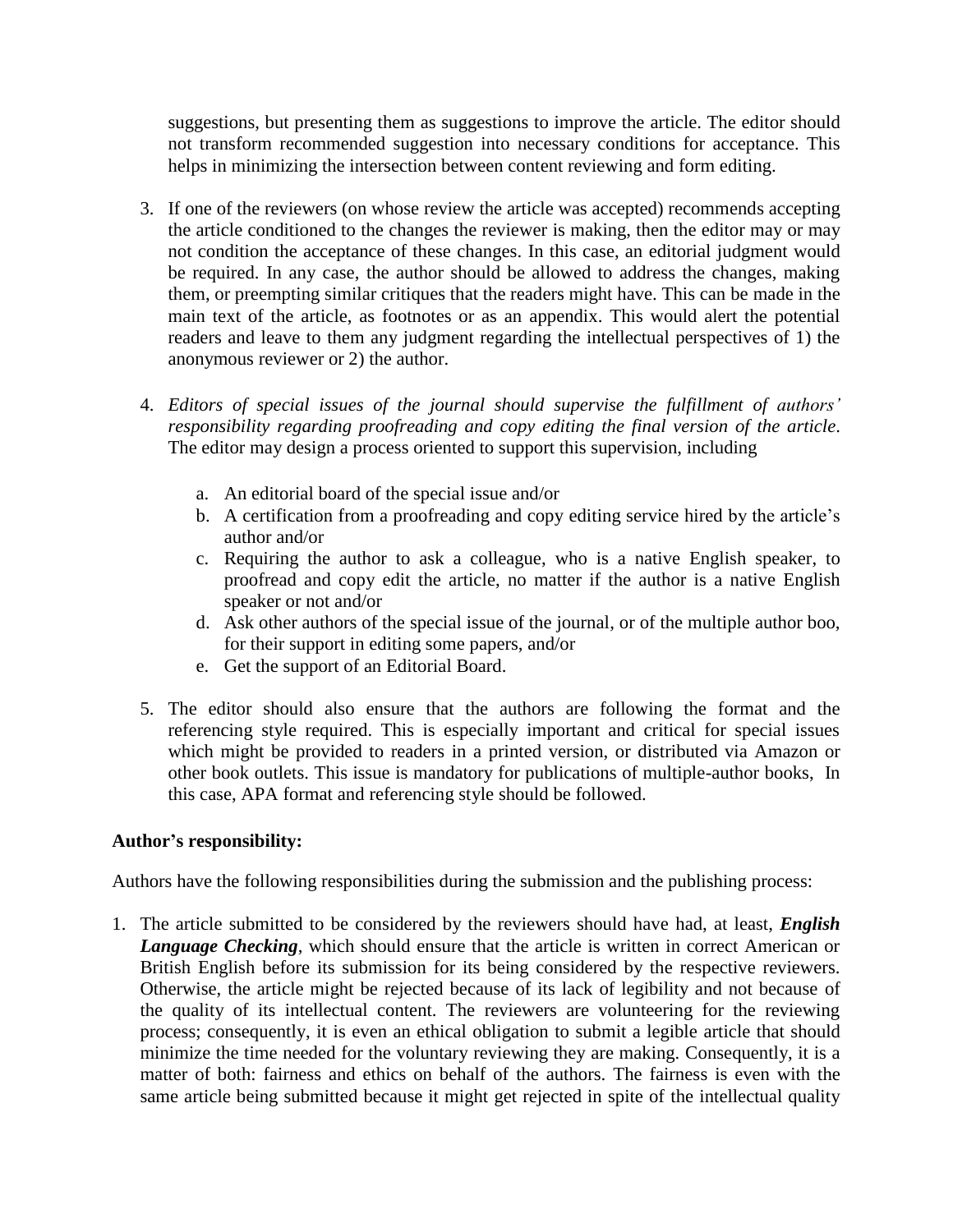suggestions, but presenting them as suggestions to improve the article. The editor should not transform recommended suggestion into necessary conditions for acceptance. This helps in minimizing the intersection between content reviewing and form editing.

3. If one of the reviewers (on whose review the article was accepted) recommends accepting the article conditioned to the changes the reviewer is making, then the editor may or may not condition the acceptance of these changes. In this case, an editorial judgment would be required. In any case, the author should be allowed to address the changes, making them, or preempting similar critiques that the readers might have. This can be made in the main text of the article, as footnotes or as an appendix. This would alert the potential readers and leave to them any judgment regarding the intellectual perspectives of 1) the anonymous reviewer or 2) the author.

4. *Editors of special issues of the journal should supervise the fulfillment of authors' responsibility regarding proofreading and copy editing the final version of the article*. The editor may design a process oriented to support this supervision, including

   a. An editorial board of the special issue and/or
   b. A certification from a proofreading and copy editing service hired by the article's author and/or
   c. Requiring the author to ask a colleague, who is a native English speaker, to proofread and copy edit the article, no matter if the author is a native English speaker or not and/or
   d. Ask other authors of the special issue of the journal, or of the multiple author boo, for their support in editing some papers, and/or
   e. Get the support of an Editorial Board.

5. The editor should also ensure that the authors are following the format and the referencing style required. This is especially important and critical for special issues which might be provided to readers in a printed version, or distributed via Amazon or other book outlets. This issue is mandatory for publications of multiple-author books, In this case, APA format and referencing style should be followed.

**Author's responsibility:**

Authors have the following responsibilities during the submission and the publishing process:

1. The article submitted to be considered by the reviewers should have had, at least, ***English Language Checking***, which should ensure that the article is written in correct American or British English before its submission for its being considered by the respective reviewers. Otherwise, the article might be rejected because of its lack of legibility and not because of the quality of its intellectual content. The reviewers are volunteering for the reviewing process; consequently, it is even an ethical obligation to submit a legible article that should minimize the time needed for the voluntary reviewing they are making. Consequently, it is a matter of both: fairness and ethics on behalf of the authors. The fairness is even with the same article being submitted because it might get rejected in spite of the intellectual quality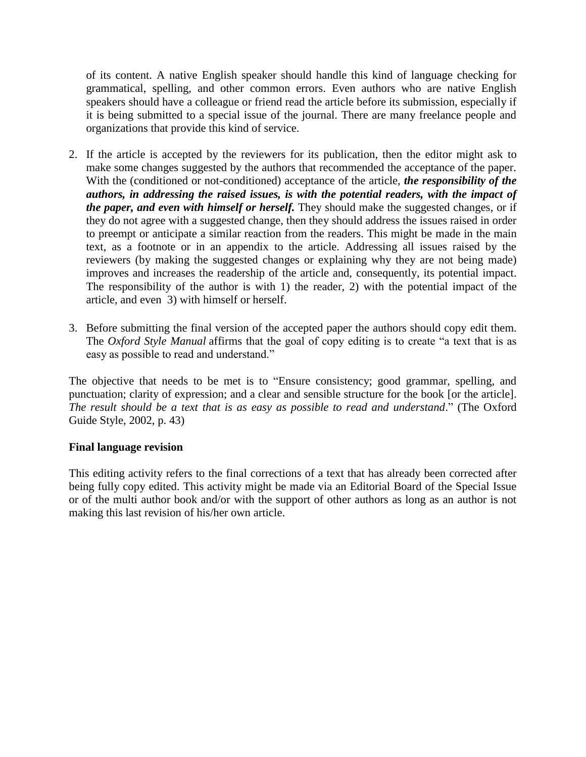of its content. A native English speaker should handle this kind of language checking for grammatical, spelling, and other common errors. Even authors who are native English speakers should have a colleague or friend read the article before its submission, especially if it is being submitted to a special issue of the journal. There are many freelance people and organizations that provide this kind of service.

2. If the article is accepted by the reviewers for its publication, then the editor might ask to make some changes suggested by the authors that recommended the acceptance of the paper. With the (conditioned or not-conditioned) acceptance of the article, ***the responsibility of the authors, in addressing the raised issues, is with the potential readers, with the impact of the paper, and even with himself or herself.*** They should make the suggested changes, or if they do not agree with a suggested change, then they should address the issues raised in order to preempt or anticipate a similar reaction from the readers. This might be made in the main text, as a footnote or in an appendix to the article. Addressing all issues raised by the reviewers (by making the suggested changes or explaining why they are not being made) improves and increases the readership of the article and, consequently, its potential impact. The responsibility of the author is with 1) the reader, 2) with the potential impact of the article, and even 3) with himself or herself.

3. Before submitting the final version of the accepted paper the authors should copy edit them. The *Oxford Style Manual* affirms that the goal of copy editing is to create "a text that is as easy as possible to read and understand."

The objective that needs to be met is to "Ensure consistency; good grammar, spelling, and punctuation; clarity of expression; and a clear and sensible structure for the book [or the article]. *The result should be a text that is as easy as possible to read and understand*." (The Oxford Guide Style, 2002, p. 43)

**Final language revision**

This editing activity refers to the final corrections of a text that has already been corrected after being fully copy edited. This activity might be made via an Editorial Board of the Special Issue or of the multi author book and/or with the support of other authors as long as an author is not making this last revision of his/her own article.